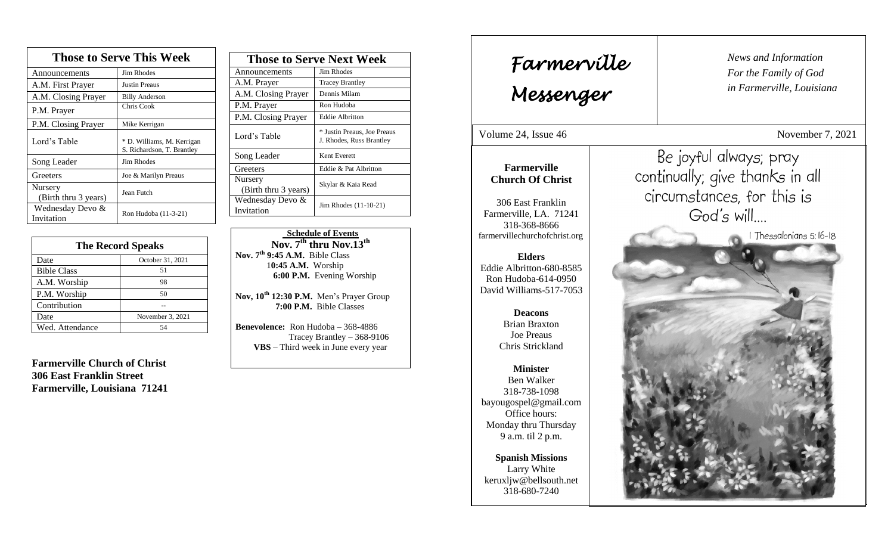## Those to Serve This Week

| Role | Name |
|---|---|
| Announcements | Jim Rhodes |
| A.M. First Prayer | Justin Preaus |
| A.M. Closing Prayer | Billy Anderson |
| P.M. Prayer | Chris Cook |
| P.M. Closing Prayer | Mike Kerrigan |
| Lord's Table | * D. Williams, M. Kerrigan S. Richardson, T. Brantley |
| Song Leader | Jim Rhodes |
| Greeters | Joe & Marilyn Preaus |
| Nursery (Birth thru 3 years) | Jean Futch |
| Wednesday Devo & Invitation | Ron Hudoba (11-3-21) |

## The Record Speaks

| Date | October 31, 2021 |
|---|---|
| Bible Class | 51 |
| A.M. Worship | 98 |
| P.M. Worship | 50 |
| Contribution | -- |
| Date | November 3, 2021 |
| Wed. Attendance | 54 |

**Farmerville Church of Christ**
**306 East Franklin Street**
**Farmerville, Louisiana 71241**

## Those to Serve Next Week

| Role | Name |
|---|---|
| Announcements | Jim Rhodes |
| A.M. Prayer | Tracey Brantley |
| A.M. Closing Prayer | Dennis Milam |
| P.M. Prayer | Ron Hudoba |
| P.M. Closing Prayer | Eddie Albritton |
| Lord's Table | * Justin Preaus, Joe Preaus J. Rhodes, Russ Brantley |
| Song Leader | Kent Everett |
| Greeters | Eddie & Pat Albritton |
| Nursery (Birth thru 3 years) | Skylar & Kaia Read |
| Wednesday Devo & Invitation | Jim Rhodes (11-10-21) |

**Schedule of Events**
**Nov. 7th thru Nov.13th**

**Nov. 7th 9:45 A.M.** Bible Class
**10:45 A.M.** Worship
**6:00 P.M.** Evening Worship

**Nov, 10th 12:30 P.M.** Men's Prayer Group
**7:00 P.M.** Bible Classes

**Benevolence:** Ron Hudoba – 368-4886
Tracey Brantley – 368-9106
**VBS** – Third week in June every year

# *Farmerville Messenger*

*News and Information*
*For the Family of God*
*in Farmerville, Louisiana*

Volume 24, Issue 46 November 7, 2021

**Farmerville Church Of Christ**

306 East Franklin
Farmerville, LA. 71241
318-368-8666
farmervillechurchofchrist.org

**Elders**
Eddie Albritton-680-8585
Ron Hudoba-614-0950
David Williams-517-7053

**Deacons**
Brian Braxton
Joe Preaus
Chris Strickland

**Minister**
Ben Walker
318-738-1098
bayougospel@gmail.com
Office hours:
Monday thru Thursday
9 a.m. til 2 p.m.

**Spanish Missions**
Larry White
keruxljw@bellsouth.net
318-680-7240

Be joyful always; pray continually; give thanks in all circumstances, for this is God's will....

I Thessalonians 5:16-18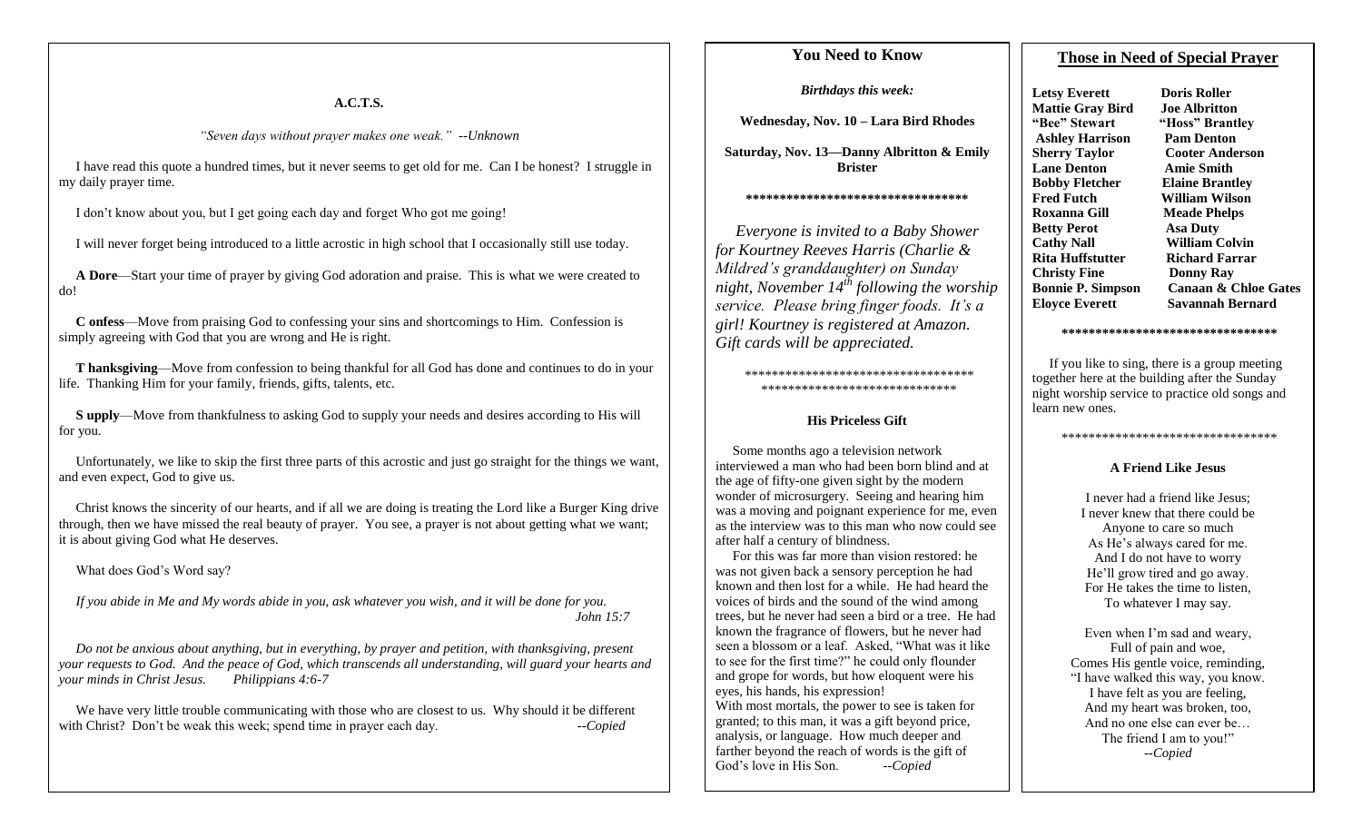## A.C.T.S.

*"Seven days without prayer makes one weak." --Unknown*

I have read this quote a hundred times, but it never seems to get old for me. Can I be honest? I struggle in my daily prayer time.

I don't know about you, but I get going each day and forget Who got me going!

I will never forget being introduced to a little acrostic in high school that I occasionally still use today.

**A Dore**—Start your time of prayer by giving God adoration and praise. This is what we were created to do!

**C onfess**—Move from praising God to confessing your sins and shortcomings to Him. Confession is simply agreeing with God that you are wrong and He is right.

**T hanksgiving**—Move from confession to being thankful for all God has done and continues to do in your life. Thanking Him for your family, friends, gifts, talents, etc.

**S upply**—Move from thankfulness to asking God to supply your needs and desires according to His will for you.

Unfortunately, we like to skip the first three parts of this acrostic and just go straight for the things we want, and even expect, God to give us.

Christ knows the sincerity of our hearts, and if all we are doing is treating the Lord like a Burger King drive through, then we have missed the real beauty of prayer. You see, a prayer is not about getting what we want; it is about giving God what He deserves.

What does God's Word say?

*If you abide in Me and My words abide in you, ask whatever you wish, and it will be done for you. John 15:7*

*Do not be anxious about anything, but in everything, by prayer and petition, with thanksgiving, present your requests to God. And the peace of God, which transcends all understanding, will guard your hearts and your minds in Christ Jesus. Philippians 4:6-7*

We have very little trouble communicating with those who are closest to us. Why should it be different with Christ? Don't be weak this week; spend time in prayer each day. *--Copied*

## You Need to Know

***Birthdays this week:***

**Wednesday, Nov. 10 – Lara Bird Rhodes**

**Saturday, Nov. 13—Danny Albritton & Emily Brister**

**********************************

*Everyone is invited to a Baby Shower for Kourtney Reeves Harris (Charlie & Mildred's granddaughter) on Sunday night, November 14th following the worship service. Please bring finger foods. It's a girl! Kourtney is registered at Amazon. Gift cards will be appreciated.*

**********************************
******************************

### His Priceless Gift

Some months ago a television network interviewed a man who had been born blind and at the age of fifty-one given sight by the modern wonder of microsurgery. Seeing and hearing him was a moving and poignant experience for me, even as the interview was to this man who now could see after half a century of blindness.

For this was far more than vision restored: he was not given back a sensory perception he had known and then lost for a while. He had heard the voices of birds and the sound of the wind among trees, but he never had seen a bird or a tree. He had known the fragrance of flowers, but he never had seen a blossom or a leaf. Asked, "What was it like to see for the first time?" he could only flounder and grope for words, but how eloquent were his eyes, his hands, his expression!

With most mortals, the power to see is taken for granted; to this man, it was a gift beyond price, analysis, or language. How much deeper and farther beyond the reach of words is the gift of God's love in His Son. *--Copied*

## Those in Need of Special Prayer

| | |
|---|---|
| **Letsy Everett** | **Doris Roller** |
| **Mattie Gray Bird** | **Joe Albritton** |
| **"Bee" Stewart** | **"Hoss" Brantley** |
| **Ashley Harrison** | **Pam Denton** |
| **Sherry Taylor** | **Cooter Anderson** |
| **Lane Denton** | **Amie Smith** |
| **Bobby Fletcher** | **Elaine Brantley** |
| **Fred Futch** | **William Wilson** |
| **Roxanna Gill** | **Meade Phelps** |
| **Betty Perot** | **Asa Duty** |
| **Cathy Nall** | **William Colvin** |
| **Rita Huffstutter** | **Richard Farrar** |
| **Christy Fine** | **Donny Ray** |
| **Bonnie P. Simpson** | **Canaan & Chloe Gates** |
| **Eloyce Everett** | **Savannah Bernard** |

**********************************

If you like to sing, there is a group meeting together here at the building after the Sunday night worship service to practice old songs and learn new ones.

**********************************

### A Friend Like Jesus

I never had a friend like Jesus;
I never knew that there could be
Anyone to care so much
As He's always cared for me.
And I do not have to worry
He'll grow tired and go away.
For He takes the time to listen,
To whatever I may say.

Even when I'm sad and weary,
Full of pain and woe,
Comes His gentle voice, reminding,
"I have walked this way, you know.
I have felt as you are feeling,
And my heart was broken, too,
And no one else can ever be…
The friend I am to you!"
*--Copied*